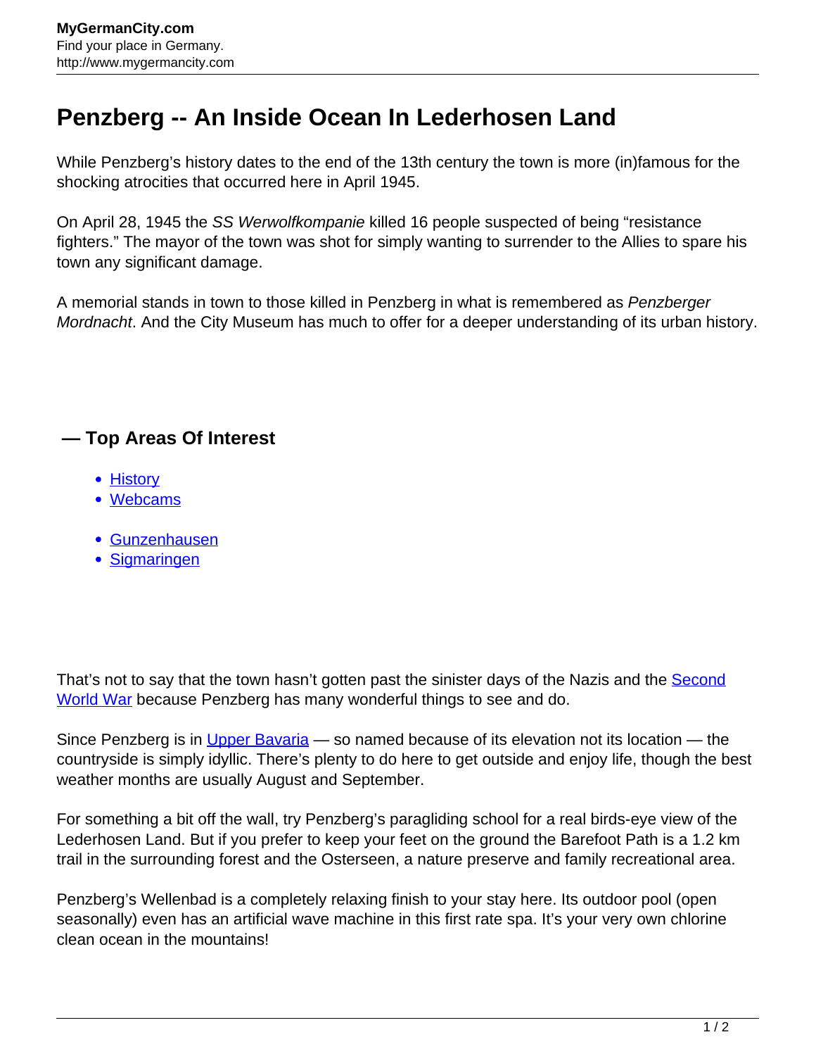# Penzberg -- An Inside Ocean In Lederhosen Land

While Penzberg's history dates to the end of the 13th century the town is more (in)famous for the shocking atrocities that occurred here in April 1945.

On April 28, 1945 the *SS Werwolfkompanie* killed 16 people suspected of being "resistance fighters." The mayor of the town was shot for simply wanting to surrender to the Allies to spare his town any significant damage.

A memorial stands in town to those killed in Penzberg in what is remembered as *Penzberger Mordnacht*. And the City Museum has much to offer for a deeper understanding of its urban history.

## — Top Areas Of Interest

- History
- Webcams

- Gunzenhausen
- Sigmaringen

That's not to say that the town hasn't gotten past the sinister days of the Nazis and the Second World War because Penzberg has many wonderful things to see and do.

Since Penzberg is in Upper Bavaria — so named because of its elevation not its location — the countryside is simply idyllic. There's plenty to do here to get outside and enjoy life, though the best weather months are usually August and September.

For something a bit off the wall, try Penzberg's paragliding school for a real birds-eye view of the Lederhosen Land. But if you prefer to keep your feet on the ground the Barefoot Path is a 1.2 km trail in the surrounding forest and the Osterseen, a nature preserve and family recreational area.

Penzberg's Wellenbad is a completely relaxing finish to your stay here. Its outdoor pool (open seasonally) even has an artificial wave machine in this first rate spa. It's your very own chlorine clean ocean in the mountains!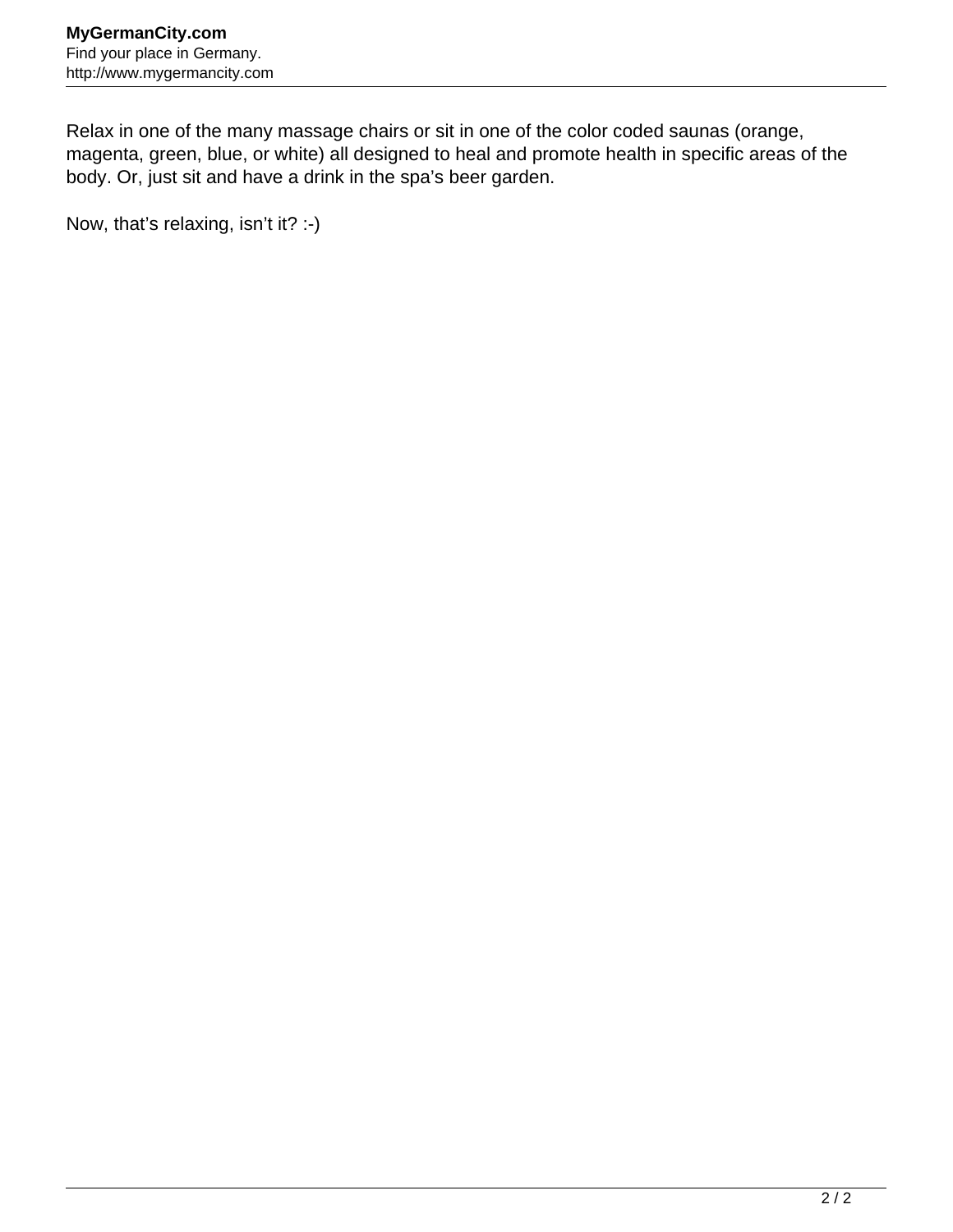Relax in one of the many massage chairs or sit in one of the color coded saunas (orange, magenta, green, blue, or white) all designed to heal and promote health in specific areas of the body. Or, just sit and have a drink in the spa's beer garden.

Now, that's relaxing, isn't it? :-)